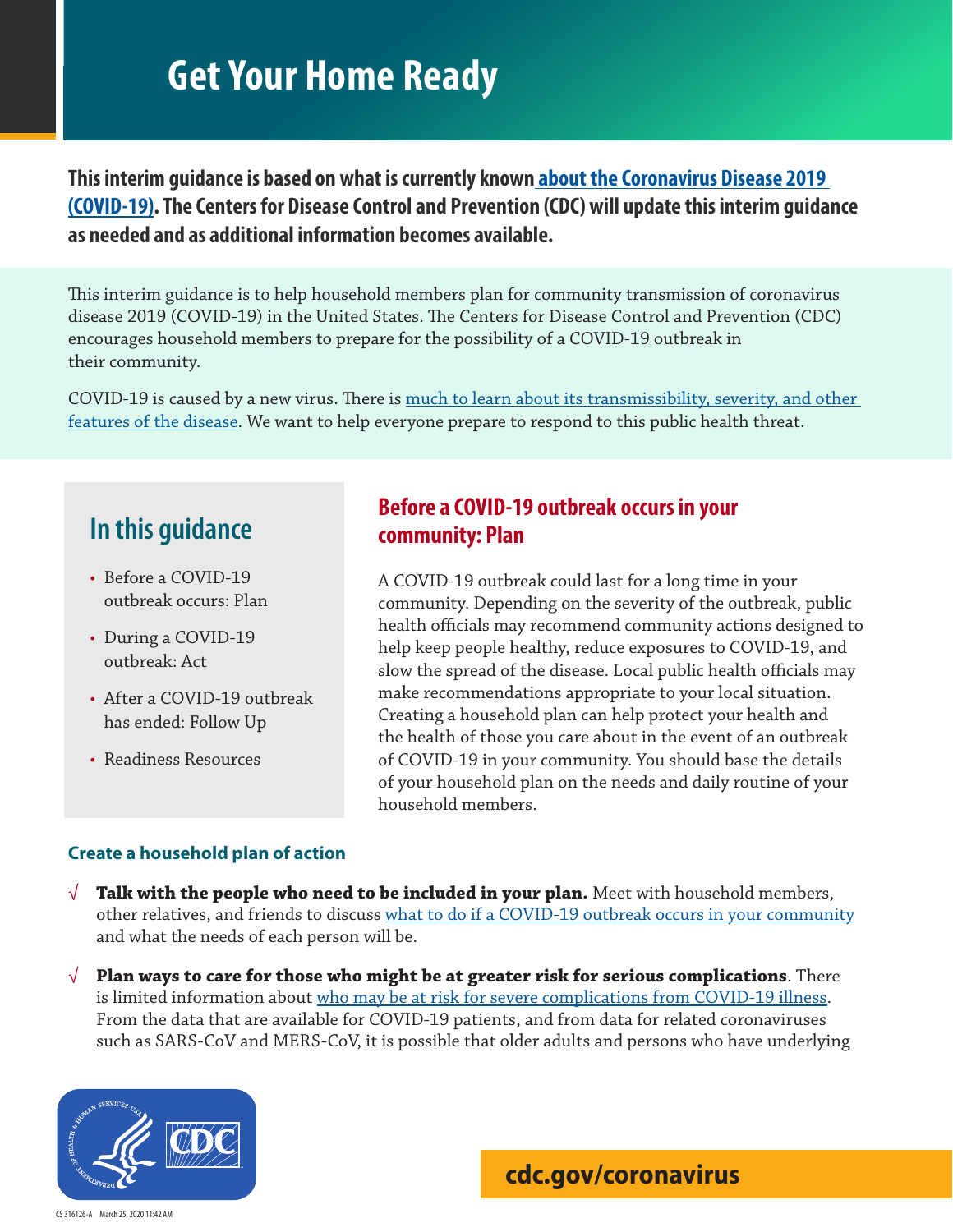# Get Your Home Ready

**This interim guidance is based on what is currently known about the Coronavirus Disease 2019 (COVID-19). The Centers for Disease Control and Prevention (CDC) will update this interim guidance as needed and as additional information becomes available.**

This interim guidance is to help household members plan for community transmission of coronavirus disease 2019 (COVID-19) in the United States. The Centers for Disease Control and Prevention (CDC) encourages household members to prepare for the possibility of a COVID-19 outbreak in their community.

COVID-19 is caused by a new virus. There is much to learn about its transmissibility, severity, and other features of the disease. We want to help everyone prepare to respond to this public health threat.

## In this guidance

- Before a COVID-19 outbreak occurs: Plan
- During a COVID-19 outbreak: Act
- After a COVID-19 outbreak has ended: Follow Up
- Readiness Resources

## Before a COVID-19 outbreak occurs in your community: Plan

A COVID-19 outbreak could last for a long time in your community. Depending on the severity of the outbreak, public health officials may recommend community actions designed to help keep people healthy, reduce exposures to COVID-19, and slow the spread of the disease. Local public health officials may make recommendations appropriate to your local situation. Creating a household plan can help protect your health and the health of those you care about in the event of an outbreak of COVID-19 in your community. You should base the details of your household plan on the needs and daily routine of your household members.

### Create a household plan of action

√ **Talk with the people who need to be included in your plan.** Meet with household members, other relatives, and friends to discuss what to do if a COVID-19 outbreak occurs in your community and what the needs of each person will be.

√ **Plan ways to care for those who might be at greater risk for serious complications**. There is limited information about who may be at risk for severe complications from COVID-19 illness. From the data that are available for COVID-19 patients, and from data for related coronaviruses such as SARS-CoV and MERS-CoV, it is possible that older adults and persons who have underlying

cdc.gov/coronavirus

CS 316126-A March 25, 2020 11:42 AM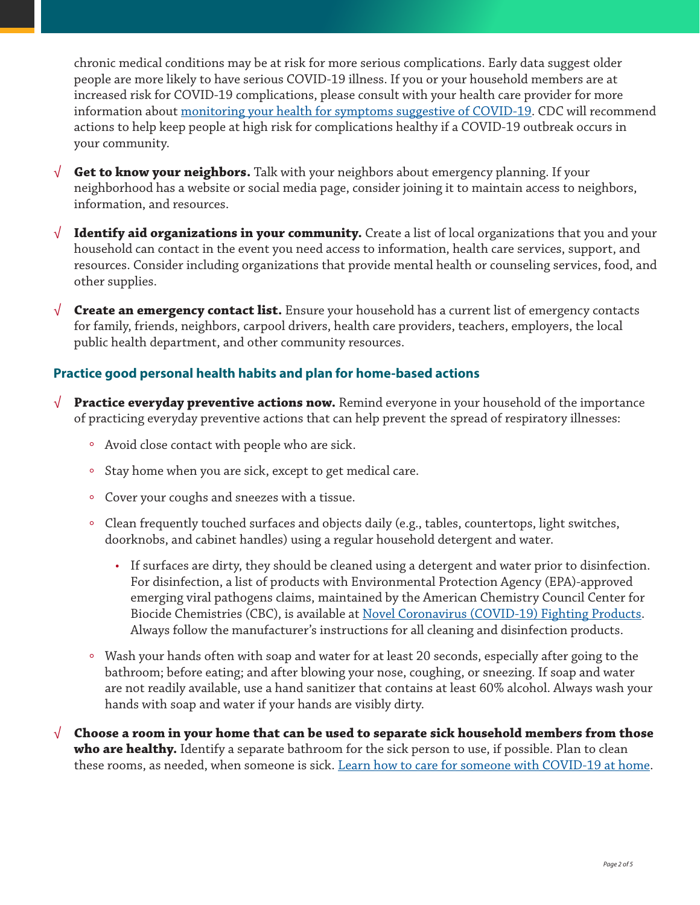chronic medical conditions may be at risk for more serious complications. Early data suggest older people are more likely to have serious COVID-19 illness. If you or your household members are at increased risk for COVID-19 complications, please consult with your health care provider for more information about monitoring your health for symptoms suggestive of COVID-19. CDC will recommend actions to help keep people at high risk for complications healthy if a COVID-19 outbreak occurs in your community.

√ **Get to know your neighbors.** Talk with your neighbors about emergency planning. If your neighborhood has a website or social media page, consider joining it to maintain access to neighbors, information, and resources.

√ **Identify aid organizations in your community.** Create a list of local organizations that you and your household can contact in the event you need access to information, health care services, support, and resources. Consider including organizations that provide mental health or counseling services, food, and other supplies.

√ **Create an emergency contact list.** Ensure your household has a current list of emergency contacts for family, friends, neighbors, carpool drivers, health care providers, teachers, employers, the local public health department, and other community resources.

### Practice good personal health habits and plan for home-based actions

√ **Practice everyday preventive actions now.** Remind everyone in your household of the importance of practicing everyday preventive actions that can help prevent the spread of respiratory illnesses:

- Avoid close contact with people who are sick.
- Stay home when you are sick, except to get medical care.
- Cover your coughs and sneezes with a tissue.
- Clean frequently touched surfaces and objects daily (e.g., tables, countertops, light switches, doorknobs, and cabinet handles) using a regular household detergent and water.
    - If surfaces are dirty, they should be cleaned using a detergent and water prior to disinfection. For disinfection, a list of products with Environmental Protection Agency (EPA)-approved emerging viral pathogens claims, maintained by the American Chemistry Council Center for Biocide Chemistries (CBC), is available at Novel Coronavirus (COVID-19) Fighting Products. Always follow the manufacturer's instructions for all cleaning and disinfection products.
- Wash your hands often with soap and water for at least 20 seconds, especially after going to the bathroom; before eating; and after blowing your nose, coughing, or sneezing. If soap and water are not readily available, use a hand sanitizer that contains at least 60% alcohol. Always wash your hands with soap and water if your hands are visibly dirty.

√ **Choose a room in your home that can be used to separate sick household members from those who are healthy.** Identify a separate bathroom for the sick person to use, if possible. Plan to clean these rooms, as needed, when someone is sick. Learn how to care for someone with COVID-19 at home.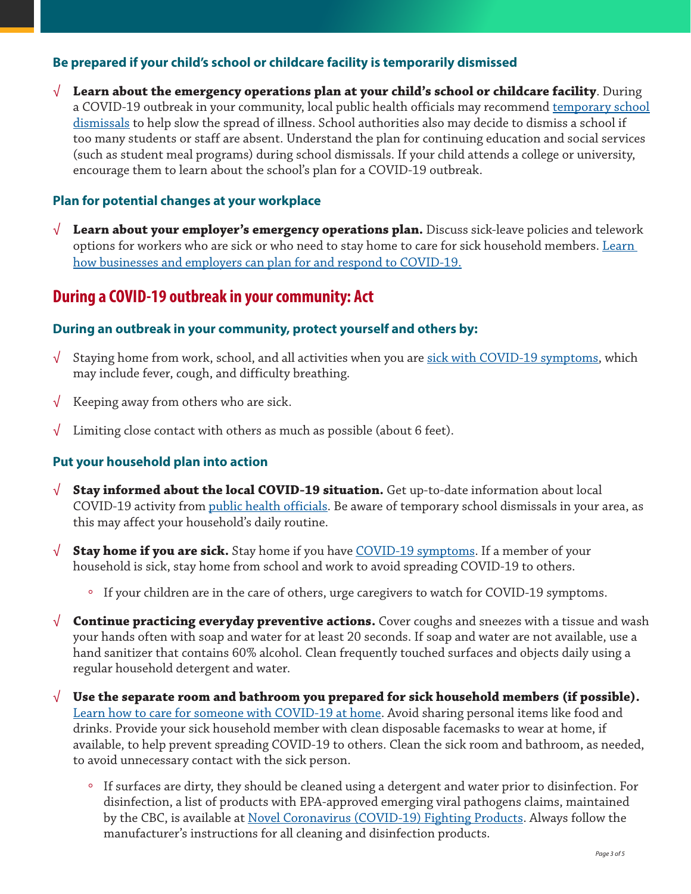### Be prepared if your child's school or childcare facility is temporarily dismissed

- √ **Learn about the emergency operations plan at your child's school or childcare facility**. During a COVID-19 outbreak in your community, local public health officials may recommend temporary school dismissals to help slow the spread of illness. School authorities also may decide to dismiss a school if too many students or staff are absent. Understand the plan for continuing education and social services (such as student meal programs) during school dismissals. If your child attends a college or university, encourage them to learn about the school's plan for a COVID-19 outbreak.

### Plan for potential changes at your workplace

- √ **Learn about your employer's emergency operations plan.** Discuss sick-leave policies and telework options for workers who are sick or who need to stay home to care for sick household members. Learn how businesses and employers can plan for and respond to COVID-19.

## During a COVID-19 outbreak in your community: Act

### During an outbreak in your community, protect yourself and others by:

- √ Staying home from work, school, and all activities when you are sick with COVID-19 symptoms, which may include fever, cough, and difficulty breathing.
- √ Keeping away from others who are sick.
- √ Limiting close contact with others as much as possible (about 6 feet).

### Put your household plan into action

- √ **Stay informed about the local COVID-19 situation.** Get up-to-date information about local COVID-19 activity from public health officials. Be aware of temporary school dismissals in your area, as this may affect your household's daily routine.
- √ **Stay home if you are sick.** Stay home if you have COVID-19 symptoms. If a member of your household is sick, stay home from school and work to avoid spreading COVID-19 to others.
  - If your children are in the care of others, urge caregivers to watch for COVID-19 symptoms.
- √ **Continue practicing everyday preventive actions.** Cover coughs and sneezes with a tissue and wash your hands often with soap and water for at least 20 seconds. If soap and water are not available, use a hand sanitizer that contains 60% alcohol. Clean frequently touched surfaces and objects daily using a regular household detergent and water.
- √ **Use the separate room and bathroom you prepared for sick household members (if possible).** Learn how to care for someone with COVID-19 at home. Avoid sharing personal items like food and drinks. Provide your sick household member with clean disposable facemasks to wear at home, if available, to help prevent spreading COVID-19 to others. Clean the sick room and bathroom, as needed, to avoid unnecessary contact with the sick person.
  - If surfaces are dirty, they should be cleaned using a detergent and water prior to disinfection. For disinfection, a list of products with EPA-approved emerging viral pathogens claims, maintained by the CBC, is available at Novel Coronavirus (COVID-19) Fighting Products. Always follow the manufacturer's instructions for all cleaning and disinfection products.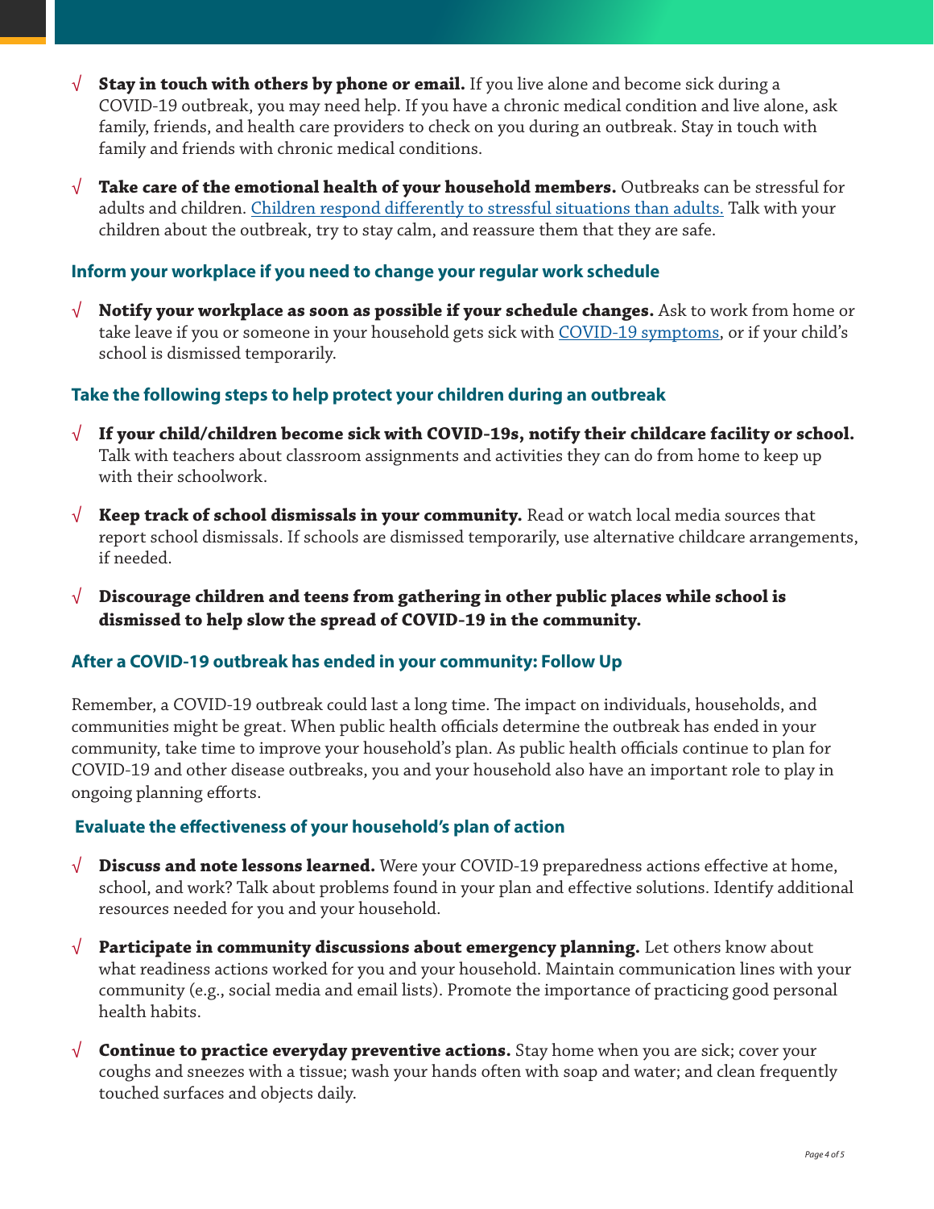- √ **Stay in touch with others by phone or email.** If you live alone and become sick during a COVID-19 outbreak, you may need help. If you have a chronic medical condition and live alone, ask family, friends, and health care providers to check on you during an outbreak. Stay in touch with family and friends with chronic medical conditions.

- √ **Take care of the emotional health of your household members.** Outbreaks can be stressful for adults and children. Children respond differently to stressful situations than adults. Talk with your children about the outbreak, try to stay calm, and reassure them that they are safe.

### Inform your workplace if you need to change your regular work schedule

- √ **Notify your workplace as soon as possible if your schedule changes.** Ask to work from home or take leave if you or someone in your household gets sick with COVID-19 symptoms, or if your child's school is dismissed temporarily.

### Take the following steps to help protect your children during an outbreak

- √ **If your child/children become sick with COVID-19s, notify their childcare facility or school.** Talk with teachers about classroom assignments and activities they can do from home to keep up with their schoolwork.

- √ **Keep track of school dismissals in your community.** Read or watch local media sources that report school dismissals. If schools are dismissed temporarily, use alternative childcare arrangements, if needed.

- √ **Discourage children and teens from gathering in other public places while school is dismissed to help slow the spread of COVID-19 in the community.**

### After a COVID-19 outbreak has ended in your community: Follow Up

Remember, a COVID-19 outbreak could last a long time. The impact on individuals, households, and communities might be great. When public health officials determine the outbreak has ended in your community, take time to improve your household's plan. As public health officials continue to plan for COVID-19 and other disease outbreaks, you and your household also have an important role to play in ongoing planning efforts.

### Evaluate the effectiveness of your household's plan of action

- √ **Discuss and note lessons learned.** Were your COVID-19 preparedness actions effective at home, school, and work? Talk about problems found in your plan and effective solutions. Identify additional resources needed for you and your household.

- √ **Participate in community discussions about emergency planning.** Let others know about what readiness actions worked for you and your household. Maintain communication lines with your community (e.g., social media and email lists). Promote the importance of practicing good personal health habits.

- √ **Continue to practice everyday preventive actions.** Stay home when you are sick; cover your coughs and sneezes with a tissue; wash your hands often with soap and water; and clean frequently touched surfaces and objects daily.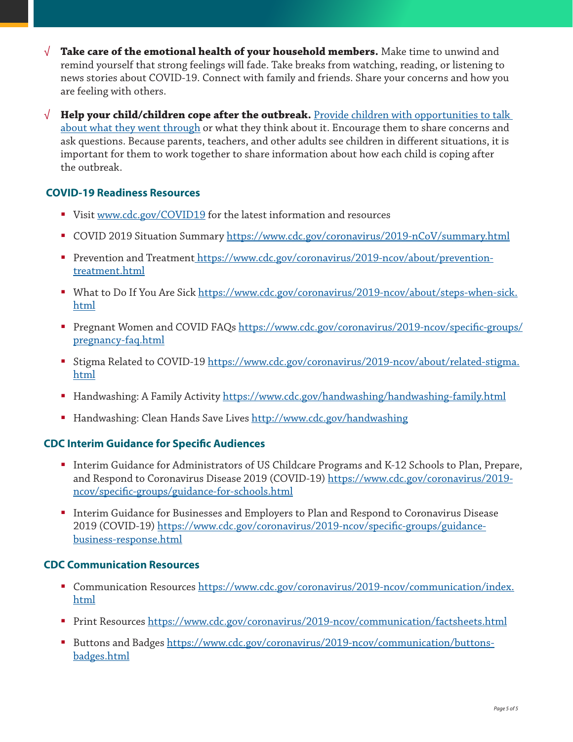- √ **Take care of the emotional health of your household members.** Make time to unwind and remind yourself that strong feelings will fade. Take breaks from watching, reading, or listening to news stories about COVID-19. Connect with family and friends. Share your concerns and how you are feeling with others.
- √ **Help your child/children cope after the outbreak.** [Provide children with opportunities to talk about what they went through]() or what they think about it. Encourage them to share concerns and ask questions. Because parents, teachers, and other adults see children in different situations, it is important for them to work together to share information about how each child is coping after the outbreak.

## COVID-19 Readiness Resources

- Visit www.cdc.gov/COVID19 for the latest information and resources
- COVID 2019 Situation Summary https://www.cdc.gov/coronavirus/2019-nCoV/summary.html
- Prevention and Treatment https://www.cdc.gov/coronavirus/2019-ncov/about/prevention-treatment.html
- What to Do If You Are Sick https://www.cdc.gov/coronavirus/2019-ncov/about/steps-when-sick.html
- Pregnant Women and COVID FAQs https://www.cdc.gov/coronavirus/2019-ncov/specific-groups/pregnancy-faq.html
- Stigma Related to COVID-19 https://www.cdc.gov/coronavirus/2019-ncov/about/related-stigma.html
- Handwashing: A Family Activity https://www.cdc.gov/handwashing/handwashing-family.html
- Handwashing: Clean Hands Save Lives http://www.cdc.gov/handwashing

## CDC Interim Guidance for Specific Audiences

- Interim Guidance for Administrators of US Childcare Programs and K-12 Schools to Plan, Prepare, and Respond to Coronavirus Disease 2019 (COVID-19) https://www.cdc.gov/coronavirus/2019-ncov/specific-groups/guidance-for-schools.html
- Interim Guidance for Businesses and Employers to Plan and Respond to Coronavirus Disease 2019 (COVID-19) https://www.cdc.gov/coronavirus/2019-ncov/specific-groups/guidance-business-response.html

## CDC Communication Resources

- Communication Resources https://www.cdc.gov/coronavirus/2019-ncov/communication/index.html
- Print Resources https://www.cdc.gov/coronavirus/2019-ncov/communication/factsheets.html
- Buttons and Badges https://www.cdc.gov/coronavirus/2019-ncov/communication/buttons-badges.html